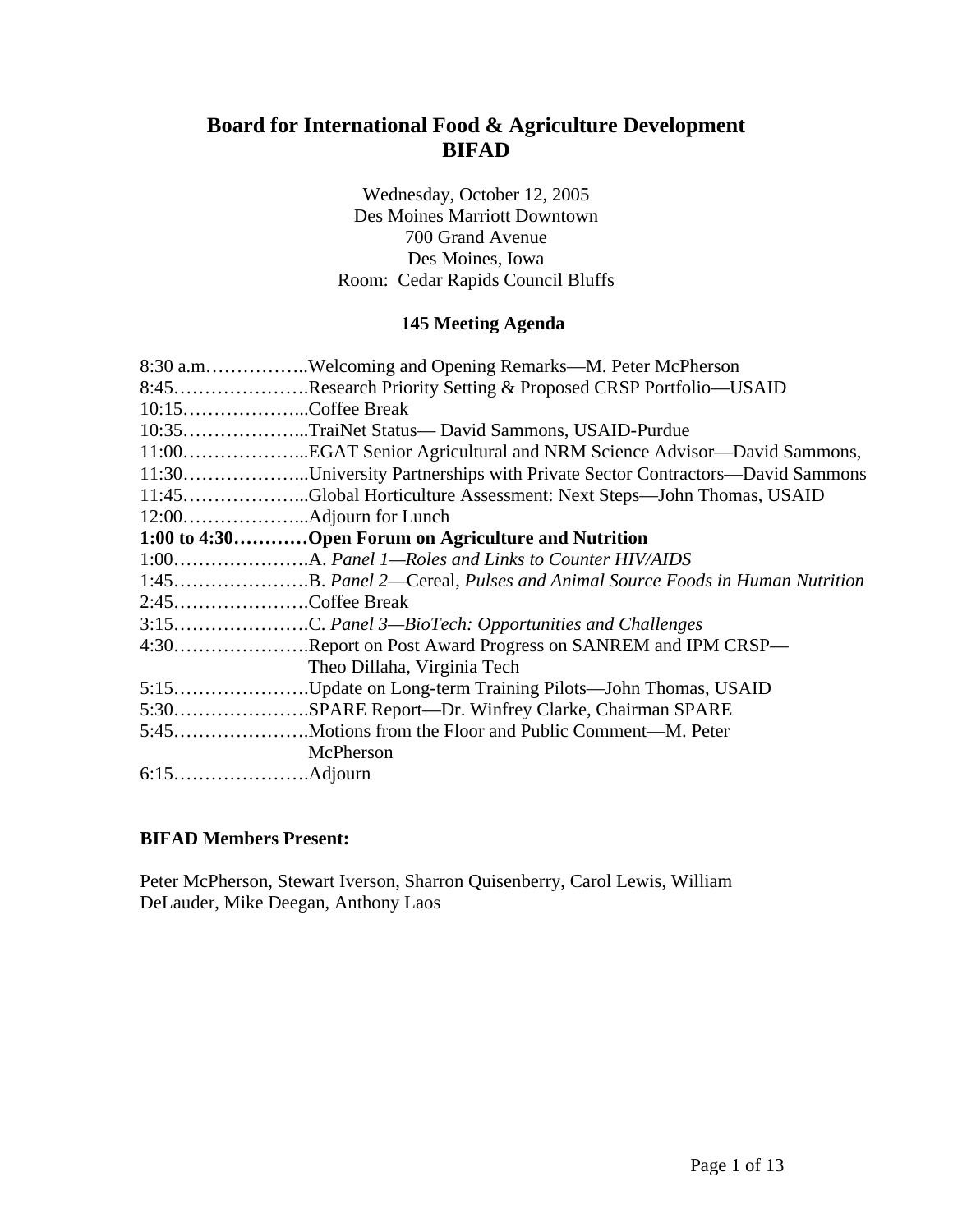# Board for International Food & Agriculture Development
# BIFAD

Wednesday, October 12, 2005
Des Moines Marriott Downtown
700 Grand Avenue
Des Moines, Iowa
Room: Cedar Rapids Council Bluffs

### 145 Meeting Agenda

8:30 a.m……………..Welcoming and Opening Remarks—M. Peter McPherson
8:45………………….Research Priority Setting & Proposed CRSP Portfolio—USAID
10:15………………...Coffee Break
10:35………………...TraiNet Status— David Sammons, USAID-Purdue
11:00………………...EGAT Senior Agricultural and NRM Science Advisor—David Sammons,
11:30………………...University Partnerships with Private Sector Contractors—David Sammons
11:45………………...Global Horticulture Assessment: Next Steps—John Thomas, USAID
12:00………………...Adjourn for Lunch
**1:00 to 4:30…………Open Forum on Agriculture and Nutrition**
1:00………………….A. *Panel 1—Roles and Links to Counter HIV/AIDS*
1:45………………….B. *Panel 2*—Cereal, *Pulses and Animal Source Foods in Human Nutrition*
2:45………………….Coffee Break
3:15………………….C. *Panel 3—BioTech: Opportunities and Challenges*
4:30………………….Report on Post Award Progress on SANREM and IPM CRSP—Theo Dillaha, Virginia Tech
5:15………………….Update on Long-term Training Pilots—John Thomas, USAID
5:30………………….SPARE Report—Dr. Winfrey Clarke, Chairman SPARE
5:45………………….Motions from the Floor and Public Comment—M. Peter McPherson
6:15………………….Adjourn

**BIFAD Members Present:**

Peter McPherson, Stewart Iverson, Sharron Quisenberry, Carol Lewis, William DeLauder, Mike Deegan, Anthony Laos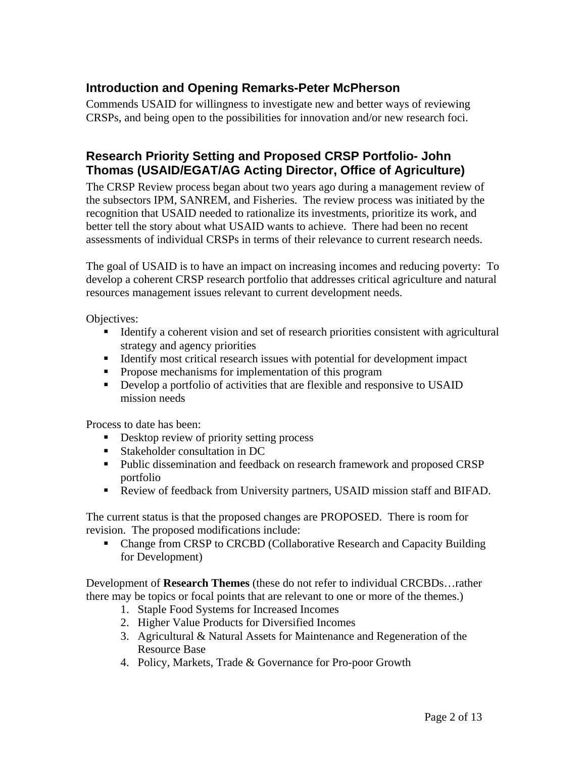## Introduction and Opening Remarks-Peter McPherson

Commends USAID for willingness to investigate new and better ways of reviewing CRSPs, and being open to the possibilities for innovation and/or new research foci.

## Research Priority Setting and Proposed CRSP Portfolio- John Thomas (USAID/EGAT/AG Acting Director, Office of Agriculture)

The CRSP Review process began about two years ago during a management review of the subsectors IPM, SANREM, and Fisheries. The review process was initiated by the recognition that USAID needed to rationalize its investments, prioritize its work, and better tell the story about what USAID wants to achieve. There had been no recent assessments of individual CRSPs in terms of their relevance to current research needs.

The goal of USAID is to have an impact on increasing incomes and reducing poverty: To develop a coherent CRSP research portfolio that addresses critical agriculture and natural resources management issues relevant to current development needs.

Objectives:

- Identify a coherent vision and set of research priorities consistent with agricultural strategy and agency priorities
- Identify most critical research issues with potential for development impact
- Propose mechanisms for implementation of this program
- Develop a portfolio of activities that are flexible and responsive to USAID mission needs

Process to date has been:

- Desktop review of priority setting process
- Stakeholder consultation in DC
- Public dissemination and feedback on research framework and proposed CRSP portfolio
- Review of feedback from University partners, USAID mission staff and BIFAD.

The current status is that the proposed changes are PROPOSED. There is room for revision. The proposed modifications include:

- Change from CRSP to CRCBD (Collaborative Research and Capacity Building for Development)

Development of **Research Themes** (these do not refer to individual CRCBDs…rather there may be topics or focal points that are relevant to one or more of the themes.)

1. Staple Food Systems for Increased Incomes
2. Higher Value Products for Diversified Incomes
3. Agricultural & Natural Assets for Maintenance and Regeneration of the Resource Base
4. Policy, Markets, Trade & Governance for Pro-poor Growth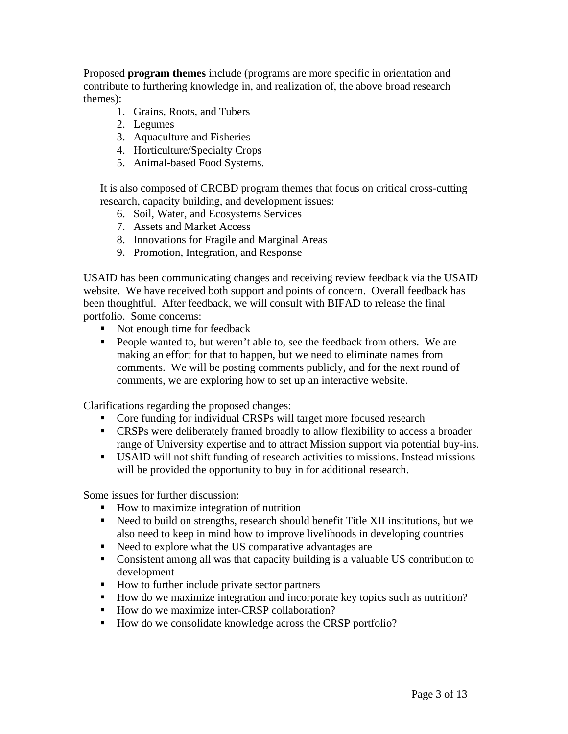Proposed **program themes** include (programs are more specific in orientation and contribute to furthering knowledge in, and realization of, the above broad research themes):

1. Grains, Roots, and Tubers
2. Legumes
3. Aquaculture and Fisheries
4. Horticulture/Specialty Crops
5. Animal-based Food Systems.

It is also composed of CRCBD program themes that focus on critical cross-cutting research, capacity building, and development issues:

6. Soil, Water, and Ecosystems Services
7. Assets and Market Access
8. Innovations for Fragile and Marginal Areas
9. Promotion, Integration, and Response

USAID has been communicating changes and receiving review feedback via the USAID website. We have received both support and points of concern. Overall feedback has been thoughtful. After feedback, we will consult with BIFAD to release the final portfolio. Some concerns:

- Not enough time for feedback
- People wanted to, but weren't able to, see the feedback from others. We are making an effort for that to happen, but we need to eliminate names from comments. We will be posting comments publicly, and for the next round of comments, we are exploring how to set up an interactive website.

Clarifications regarding the proposed changes:

- Core funding for individual CRSPs will target more focused research
- CRSPs were deliberately framed broadly to allow flexibility to access a broader range of University expertise and to attract Mission support via potential buy-ins.
- USAID will not shift funding of research activities to missions. Instead missions will be provided the opportunity to buy in for additional research.

Some issues for further discussion:

- How to maximize integration of nutrition
- Need to build on strengths, research should benefit Title XII institutions, but we also need to keep in mind how to improve livelihoods in developing countries
- Need to explore what the US comparative advantages are
- Consistent among all was that capacity building is a valuable US contribution to development
- How to further include private sector partners
- How do we maximize integration and incorporate key topics such as nutrition?
- How do we maximize inter-CRSP collaboration?
- How do we consolidate knowledge across the CRSP portfolio?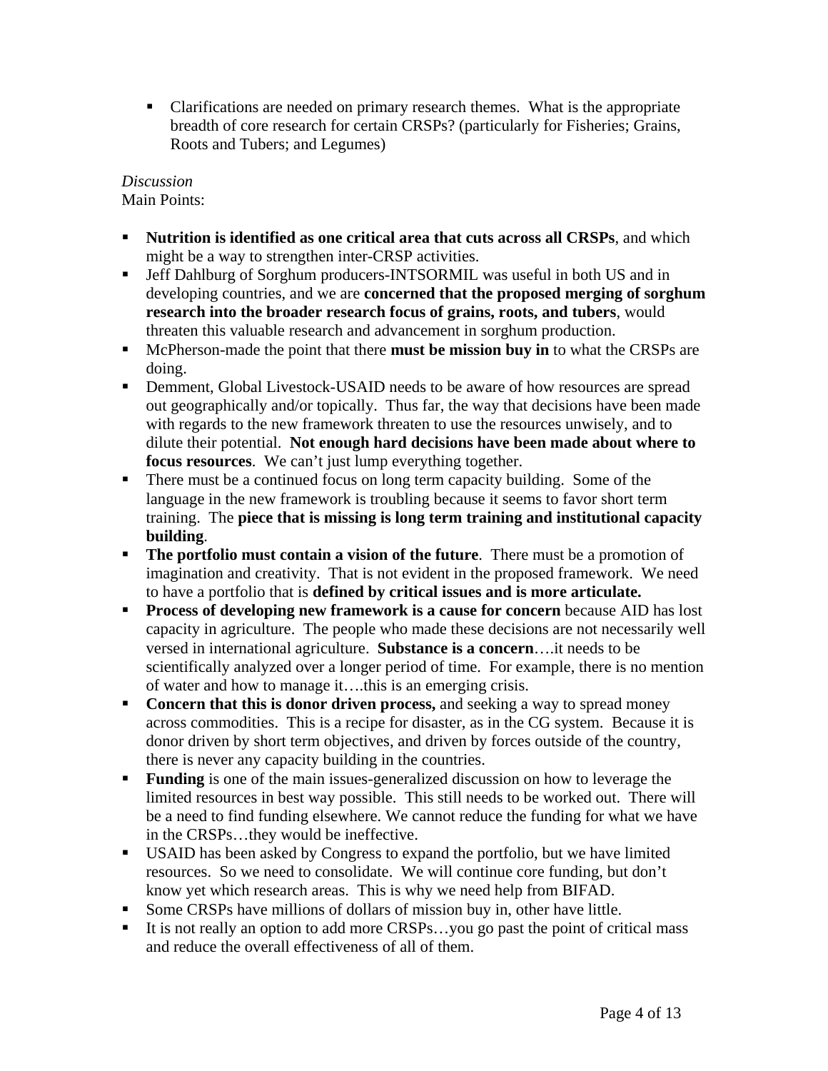- Clarifications are needed on primary research themes. What is the appropriate breadth of core research for certain CRSPs? (particularly for Fisheries; Grains, Roots and Tubers; and Legumes)

*Discussion*
Main Points:

- **Nutrition is identified as one critical area that cuts across all CRSPs**, and which might be a way to strengthen inter-CRSP activities.
- Jeff Dahlburg of Sorghum producers-INTSORMIL was useful in both US and in developing countries, and we are **concerned that the proposed merging of sorghum research into the broader research focus of grains, roots, and tubers**, would threaten this valuable research and advancement in sorghum production.
- McPherson-made the point that there **must be mission buy in** to what the CRSPs are doing.
- Demment, Global Livestock-USAID needs to be aware of how resources are spread out geographically and/or topically. Thus far, the way that decisions have been made with regards to the new framework threaten to use the resources unwisely, and to dilute their potential. **Not enough hard decisions have been made about where to focus resources**. We can't just lump everything together.
- There must be a continued focus on long term capacity building. Some of the language in the new framework is troubling because it seems to favor short term training. The **piece that is missing is long term training and institutional capacity building**.
- **The portfolio must contain a vision of the future**. There must be a promotion of imagination and creativity. That is not evident in the proposed framework. We need to have a portfolio that is **defined by critical issues and is more articulate.**
- **Process of developing new framework is a cause for concern** because AID has lost capacity in agriculture. The people who made these decisions are not necessarily well versed in international agriculture. **Substance is a concern**….it needs to be scientifically analyzed over a longer period of time. For example, there is no mention of water and how to manage it….this is an emerging crisis.
- **Concern that this is donor driven process,** and seeking a way to spread money across commodities. This is a recipe for disaster, as in the CG system. Because it is donor driven by short term objectives, and driven by forces outside of the country, there is never any capacity building in the countries.
- **Funding** is one of the main issues-generalized discussion on how to leverage the limited resources in best way possible. This still needs to be worked out. There will be a need to find funding elsewhere. We cannot reduce the funding for what we have in the CRSPs…they would be ineffective.
- USAID has been asked by Congress to expand the portfolio, but we have limited resources. So we need to consolidate. We will continue core funding, but don't know yet which research areas. This is why we need help from BIFAD.
- Some CRSPs have millions of dollars of mission buy in, other have little.
- It is not really an option to add more CRSPs…you go past the point of critical mass and reduce the overall effectiveness of all of them.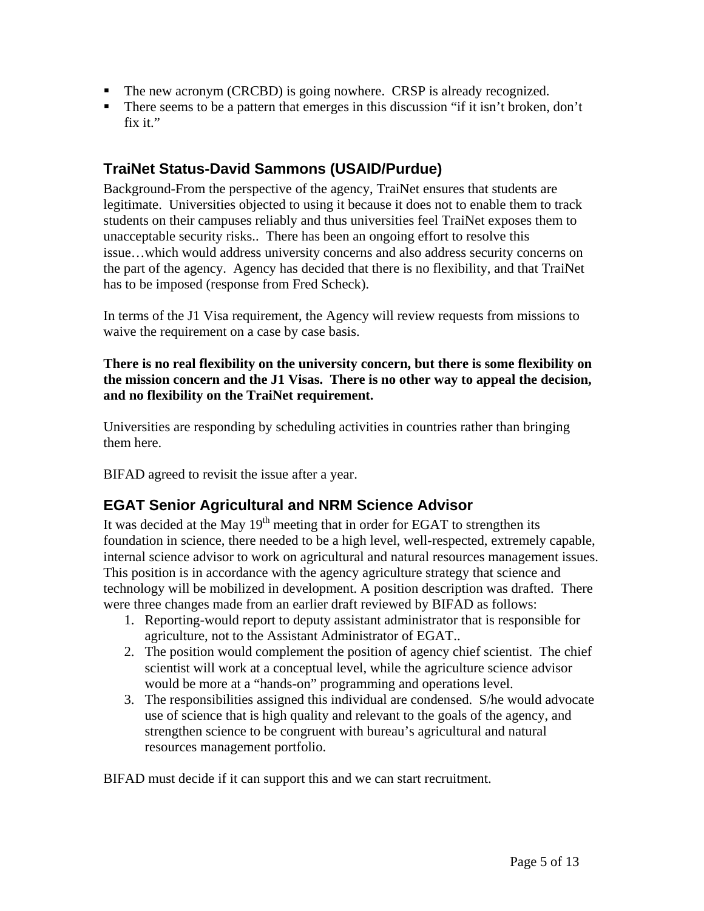- The new acronym (CRCBD) is going nowhere. CRSP is already recognized.
- There seems to be a pattern that emerges in this discussion "if it isn't broken, don't fix it."

## TraiNet Status-David Sammons (USAID/Purdue)

Background-From the perspective of the agency, TraiNet ensures that students are legitimate. Universities objected to using it because it does not to enable them to track students on their campuses reliably and thus universities feel TraiNet exposes them to unacceptable security risks.. There has been an ongoing effort to resolve this issue…which would address university concerns and also address security concerns on the part of the agency. Agency has decided that there is no flexibility, and that TraiNet has to be imposed (response from Fred Scheck).

In terms of the J1 Visa requirement, the Agency will review requests from missions to waive the requirement on a case by case basis.

**There is no real flexibility on the university concern, but there is some flexibility on the mission concern and the J1 Visas. There is no other way to appeal the decision, and no flexibility on the TraiNet requirement.**

Universities are responding by scheduling activities in countries rather than bringing them here.

BIFAD agreed to revisit the issue after a year.

## EGAT Senior Agricultural and NRM Science Advisor

It was decided at the May 19th meeting that in order for EGAT to strengthen its foundation in science, there needed to be a high level, well-respected, extremely capable, internal science advisor to work on agricultural and natural resources management issues. This position is in accordance with the agency agriculture strategy that science and technology will be mobilized in development. A position description was drafted. There were three changes made from an earlier draft reviewed by BIFAD as follows:

1. Reporting-would report to deputy assistant administrator that is responsible for agriculture, not to the Assistant Administrator of EGAT..
2. The position would complement the position of agency chief scientist. The chief scientist will work at a conceptual level, while the agriculture science advisor would be more at a "hands-on" programming and operations level.
3. The responsibilities assigned this individual are condensed. S/he would advocate use of science that is high quality and relevant to the goals of the agency, and strengthen science to be congruent with bureau's agricultural and natural resources management portfolio.

BIFAD must decide if it can support this and we can start recruitment.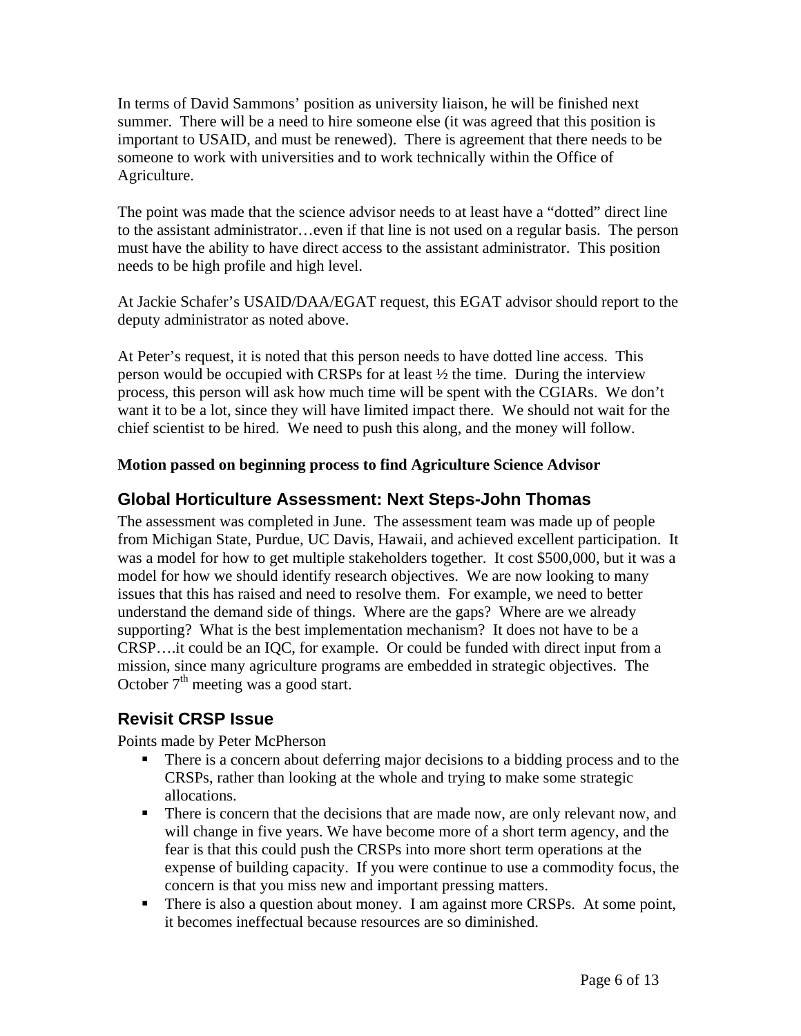In terms of David Sammons' position as university liaison, he will be finished next summer. There will be a need to hire someone else (it was agreed that this position is important to USAID, and must be renewed). There is agreement that there needs to be someone to work with universities and to work technically within the Office of Agriculture.

The point was made that the science advisor needs to at least have a "dotted" direct line to the assistant administrator…even if that line is not used on a regular basis. The person must have the ability to have direct access to the assistant administrator. This position needs to be high profile and high level.

At Jackie Schafer's USAID/DAA/EGAT request, this EGAT advisor should report to the deputy administrator as noted above.

At Peter's request, it is noted that this person needs to have dotted line access. This person would be occupied with CRSPs for at least ½ the time. During the interview process, this person will ask how much time will be spent with the CGIARs. We don't want it to be a lot, since they will have limited impact there. We should not wait for the chief scientist to be hired. We need to push this along, and the money will follow.

**Motion passed on beginning process to find Agriculture Science Advisor**

## Global Horticulture Assessment: Next Steps-John Thomas

The assessment was completed in June. The assessment team was made up of people from Michigan State, Purdue, UC Davis, Hawaii, and achieved excellent participation. It was a model for how to get multiple stakeholders together. It cost $500,000, but it was a model for how we should identify research objectives. We are now looking to many issues that this has raised and need to resolve them. For example, we need to better understand the demand side of things. Where are the gaps? Where are we already supporting? What is the best implementation mechanism? It does not have to be a CRSP….it could be an IQC, for example. Or could be funded with direct input from a mission, since many agriculture programs are embedded in strategic objectives. The October 7th meeting was a good start.

## Revisit CRSP Issue

Points made by Peter McPherson

- There is a concern about deferring major decisions to a bidding process and to the CRSPs, rather than looking at the whole and trying to make some strategic allocations.
- There is concern that the decisions that are made now, are only relevant now, and will change in five years. We have become more of a short term agency, and the fear is that this could push the CRSPs into more short term operations at the expense of building capacity. If you were continue to use a commodity focus, the concern is that you miss new and important pressing matters.
- There is also a question about money. I am against more CRSPs. At some point, it becomes ineffectual because resources are so diminished.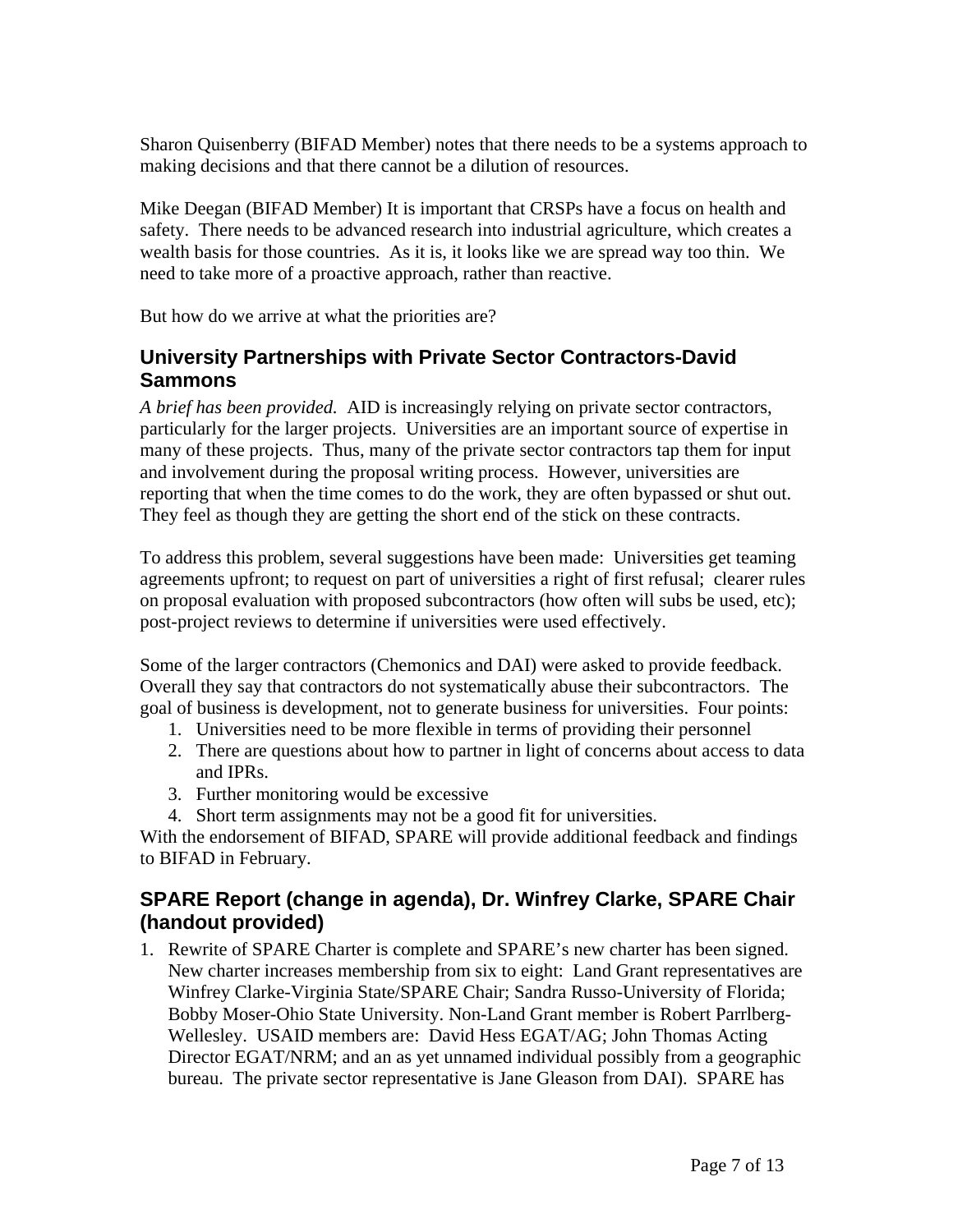Sharon Quisenberry (BIFAD Member) notes that there needs to be a systems approach to making decisions and that there cannot be a dilution of resources.

Mike Deegan (BIFAD Member) It is important that CRSPs have a focus on health and safety. There needs to be advanced research into industrial agriculture, which creates a wealth basis for those countries. As it is, it looks like we are spread way too thin. We need to take more of a proactive approach, rather than reactive.

But how do we arrive at what the priorities are?

## University Partnerships with Private Sector Contractors-David Sammons

*A brief has been provided.* AID is increasingly relying on private sector contractors, particularly for the larger projects. Universities are an important source of expertise in many of these projects. Thus, many of the private sector contractors tap them for input and involvement during the proposal writing process. However, universities are reporting that when the time comes to do the work, they are often bypassed or shut out. They feel as though they are getting the short end of the stick on these contracts.

To address this problem, several suggestions have been made: Universities get teaming agreements upfront; to request on part of universities a right of first refusal; clearer rules on proposal evaluation with proposed subcontractors (how often will subs be used, etc); post-project reviews to determine if universities were used effectively.

Some of the larger contractors (Chemonics and DAI) were asked to provide feedback. Overall they say that contractors do not systematically abuse their subcontractors. The goal of business is development, not to generate business for universities. Four points:

1. Universities need to be more flexible in terms of providing their personnel
2. There are questions about how to partner in light of concerns about access to data and IPRs.
3. Further monitoring would be excessive
4. Short term assignments may not be a good fit for universities.

With the endorsement of BIFAD, SPARE will provide additional feedback and findings to BIFAD in February.

## SPARE Report (change in agenda), Dr. Winfrey Clarke, SPARE Chair (handout provided)

1. Rewrite of SPARE Charter is complete and SPARE's new charter has been signed. New charter increases membership from six to eight: Land Grant representatives are Winfrey Clarke-Virginia State/SPARE Chair; Sandra Russo-University of Florida; Bobby Moser-Ohio State University. Non-Land Grant member is Robert Parrlberg-Wellesley. USAID members are: David Hess EGAT/AG; John Thomas Acting Director EGAT/NRM; and an as yet unnamed individual possibly from a geographic bureau. The private sector representative is Jane Gleason from DAI). SPARE has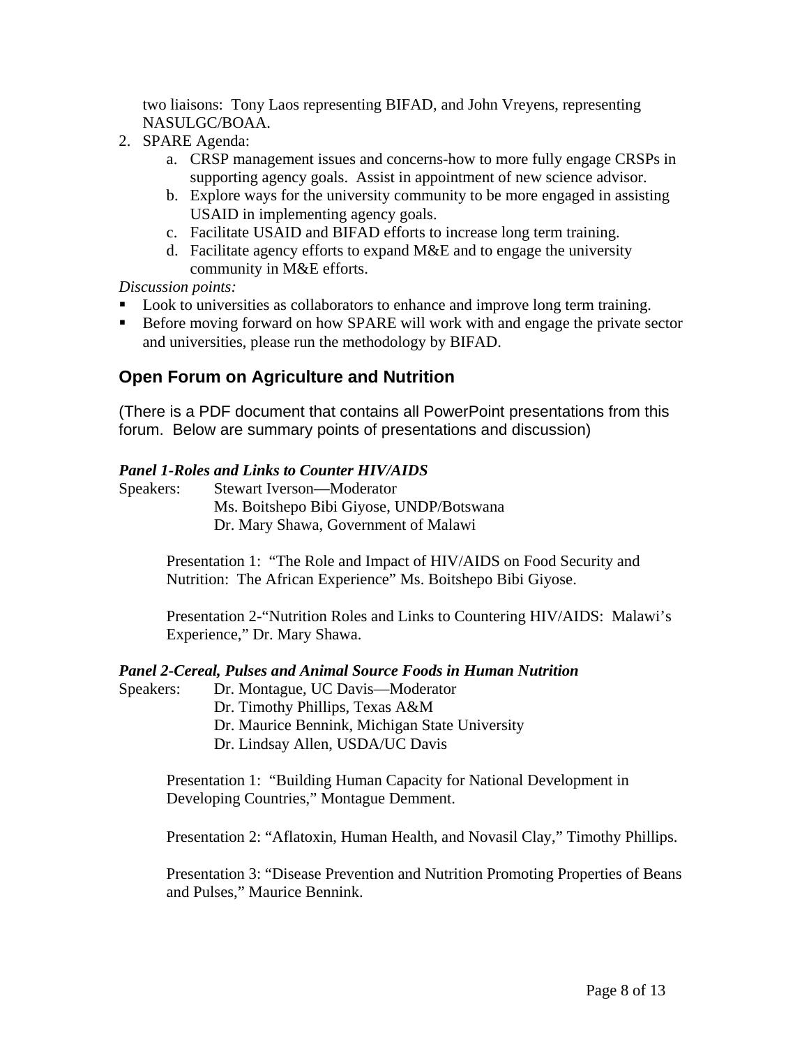two liaisons: Tony Laos representing BIFAD, and John Vreyens, representing NASULGC/BOAA.

2. SPARE Agenda:
   a. CRSP management issues and concerns-how to more fully engage CRSPs in supporting agency goals. Assist in appointment of new science advisor.
   b. Explore ways for the university community to be more engaged in assisting USAID in implementing agency goals.
   c. Facilitate USAID and BIFAD efforts to increase long term training.
   d. Facilitate agency efforts to expand M&E and to engage the university community in M&E efforts.

*Discussion points:*

- Look to universities as collaborators to enhance and improve long term training.
- Before moving forward on how SPARE will work with and engage the private sector and universities, please run the methodology by BIFAD.

## Open Forum on Agriculture and Nutrition

(There is a PDF document that contains all PowerPoint presentations from this forum. Below are summary points of presentations and discussion)

***Panel 1-Roles and Links to Counter HIV/AIDS***

Speakers: Stewart Iverson—Moderator
Ms. Boitshepo Bibi Giyose, UNDP/Botswana
Dr. Mary Shawa, Government of Malawi

Presentation 1: "The Role and Impact of HIV/AIDS on Food Security and Nutrition: The African Experience" Ms. Boitshepo Bibi Giyose.

Presentation 2-"Nutrition Roles and Links to Countering HIV/AIDS: Malawi's Experience," Dr. Mary Shawa.

***Panel 2-Cereal, Pulses and Animal Source Foods in Human Nutrition***

Speakers: Dr. Montague, UC Davis—Moderator
Dr. Timothy Phillips, Texas A&M
Dr. Maurice Bennink, Michigan State University
Dr. Lindsay Allen, USDA/UC Davis

Presentation 1: "Building Human Capacity for National Development in Developing Countries," Montague Demment.

Presentation 2: "Aflatoxin, Human Health, and Novasil Clay," Timothy Phillips.

Presentation 3: "Disease Prevention and Nutrition Promoting Properties of Beans and Pulses," Maurice Bennink.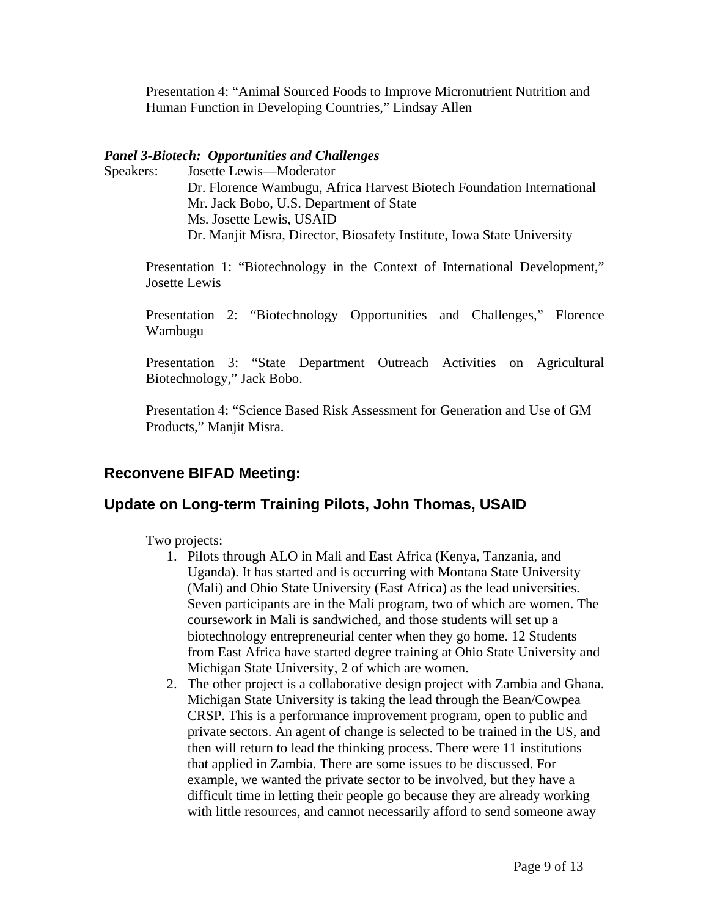Presentation 4: "Animal Sourced Foods to Improve Micronutrient Nutrition and Human Function in Developing Countries," Lindsay Allen

***Panel 3-Biotech: Opportunities and Challenges***

Speakers: Josette Lewis—Moderator
Dr. Florence Wambugu, Africa Harvest Biotech Foundation International
Mr. Jack Bobo, U.S. Department of State
Ms. Josette Lewis, USAID
Dr. Manjit Misra, Director, Biosafety Institute, Iowa State University

Presentation 1: "Biotechnology in the Context of International Development," Josette Lewis

Presentation 2: "Biotechnology Opportunities and Challenges," Florence Wambugu

Presentation 3: "State Department Outreach Activities on Agricultural Biotechnology," Jack Bobo.

Presentation 4: "Science Based Risk Assessment for Generation and Use of GM Products," Manjit Misra.

## Reconvene BIFAD Meeting:

## Update on Long-term Training Pilots, John Thomas, USAID

Two projects:

1. Pilots through ALO in Mali and East Africa (Kenya, Tanzania, and Uganda). It has started and is occurring with Montana State University (Mali) and Ohio State University (East Africa) as the lead universities. Seven participants are in the Mali program, two of which are women. The coursework in Mali is sandwiched, and those students will set up a biotechnology entrepreneurial center when they go home. 12 Students from East Africa have started degree training at Ohio State University and Michigan State University, 2 of which are women.
2. The other project is a collaborative design project with Zambia and Ghana. Michigan State University is taking the lead through the Bean/Cowpea CRSP. This is a performance improvement program, open to public and private sectors. An agent of change is selected to be trained in the US, and then will return to lead the thinking process. There were 11 institutions that applied in Zambia. There are some issues to be discussed. For example, we wanted the private sector to be involved, but they have a difficult time in letting their people go because they are already working with little resources, and cannot necessarily afford to send someone away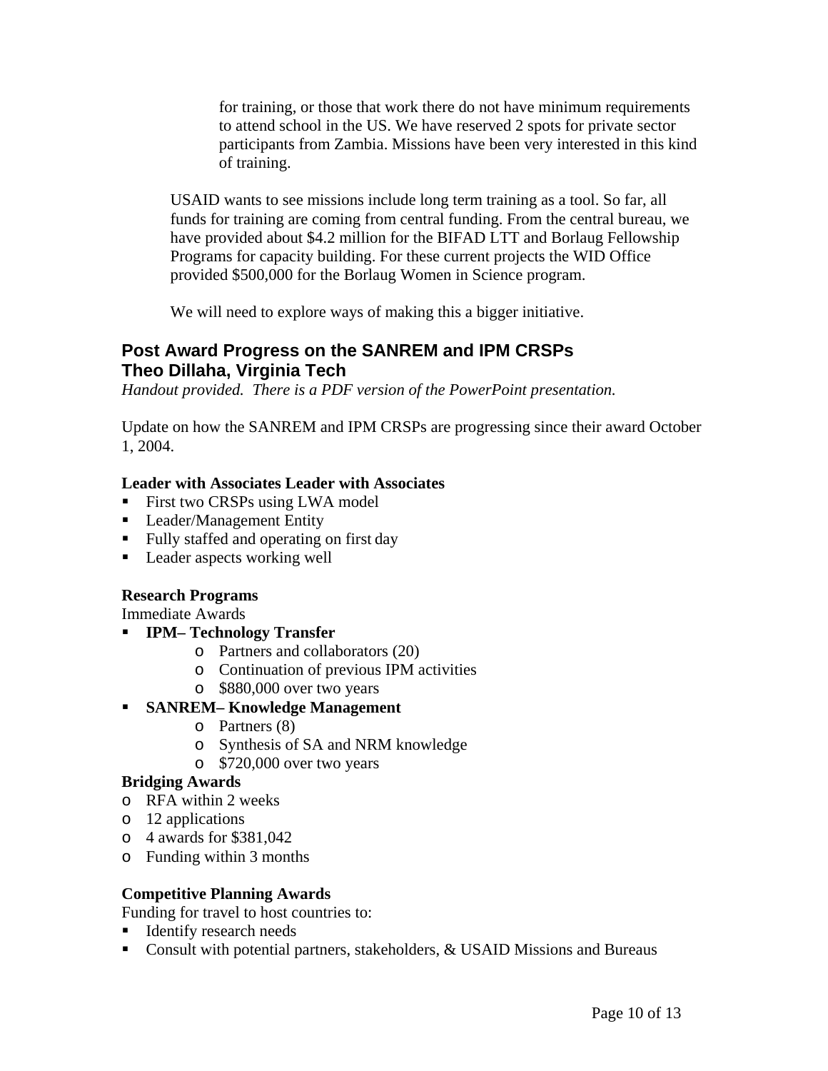for training, or those that work there do not have minimum requirements to attend school in the US. We have reserved 2 spots for private sector participants from Zambia. Missions have been very interested in this kind of training.

USAID wants to see missions include long term training as a tool. So far, all funds for training are coming from central funding. From the central bureau, we have provided about $4.2 million for the BIFAD LTT and Borlaug Fellowship Programs for capacity building. For these current projects the WID Office provided $500,000 for the Borlaug Women in Science program.

We will need to explore ways of making this a bigger initiative.

## Post Award Progress on the SANREM and IPM CRSPs
## Theo Dillaha, Virginia Tech

*Handout provided. There is a PDF version of the PowerPoint presentation.*

Update on how the SANREM and IPM CRSPs are progressing since their award October 1, 2004.

**Leader with Associates Leader with Associates**

- First two CRSPs using LWA model
- Leader/Management Entity
- Fully staffed and operating on first day
- Leader aspects working well

**Research Programs**

Immediate Awards

- **IPM– Technology Transfer**
    - Partners and collaborators (20)
    - Continuation of previous IPM activities
    - $880,000 over two years
- **SANREM– Knowledge Management**
    - Partners (8)
    - Synthesis of SA and NRM knowledge
    - $720,000 over two years

**Bridging Awards**

- RFA within 2 weeks
- 12 applications
- 4 awards for $381,042
- Funding within 3 months

**Competitive Planning Awards**

Funding for travel to host countries to:

- Identify research needs
- Consult with potential partners, stakeholders, & USAID Missions and Bureaus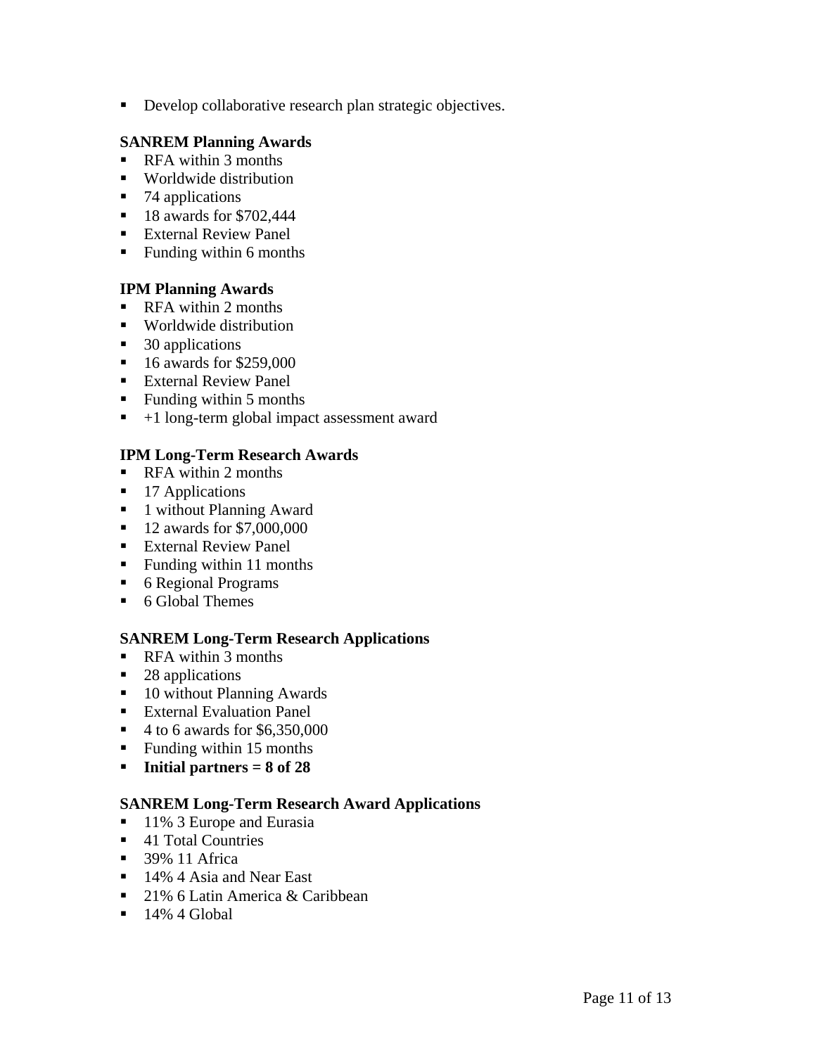- Develop collaborative research plan strategic objectives.

**SANREM Planning Awards**

- RFA within 3 months
- Worldwide distribution
- 74 applications
- 18 awards for $702,444
- External Review Panel
- Funding within 6 months

**IPM Planning Awards**

- RFA within 2 months
- Worldwide distribution
- 30 applications
- 16 awards for $259,000
- External Review Panel
- Funding within 5 months
- +1 long-term global impact assessment award

**IPM Long-Term Research Awards**

- RFA within 2 months
- 17 Applications
- 1 without Planning Award
- 12 awards for $7,000,000
- External Review Panel
- Funding within 11 months
- 6 Regional Programs
- 6 Global Themes

**SANREM Long-Term Research Applications**

- RFA within 3 months
- 28 applications
- 10 without Planning Awards
- External Evaluation Panel
- 4 to 6 awards for $6,350,000
- Funding within 15 months
- **Initial partners = 8 of 28**

**SANREM Long-Term Research Award Applications**

- 11% 3 Europe and Eurasia
- 41 Total Countries
- 39% 11 Africa
- 14% 4 Asia and Near East
- 21% 6 Latin America & Caribbean
- 14% 4 Global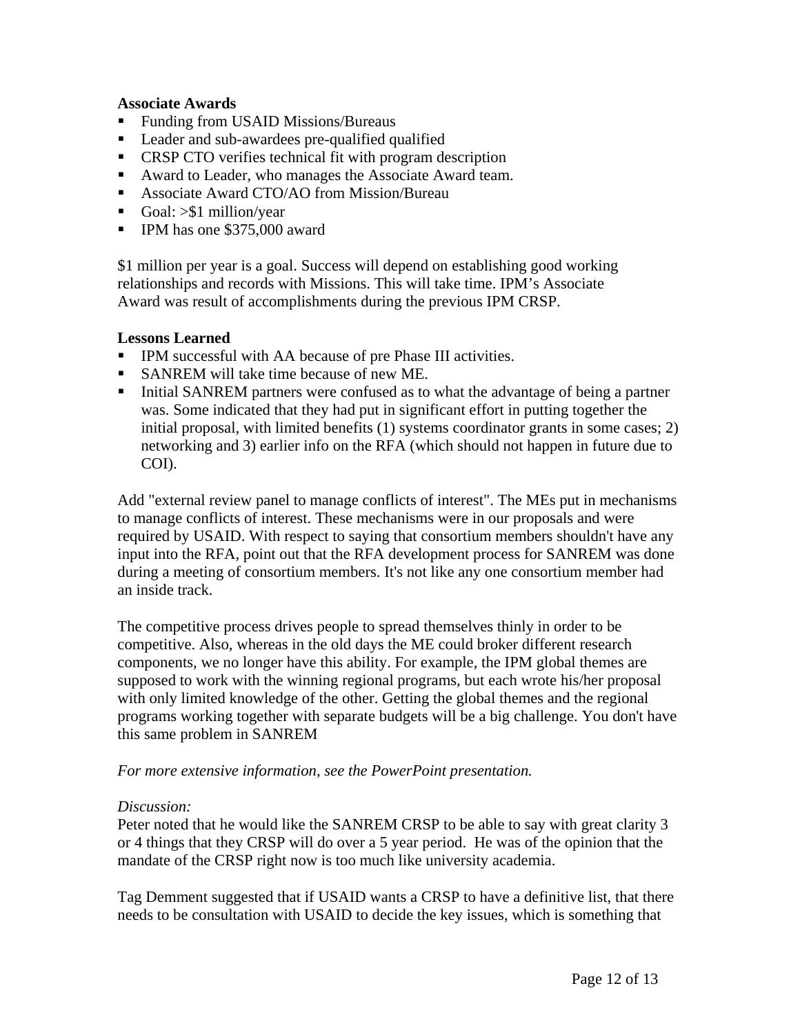**Associate Awards**

- Funding from USAID Missions/Bureaus
- Leader and sub-awardees pre-qualified qualified
- CRSP CTO verifies technical fit with program description
- Award to Leader, who manages the Associate Award team.
- Associate Award CTO/AO from Mission/Bureau
- Goal: >$1 million/year
- IPM has one $375,000 award

$1 million per year is a goal. Success will depend on establishing good working relationships and records with Missions. This will take time. IPM's Associate Award was result of accomplishments during the previous IPM CRSP.

**Lessons Learned**

- IPM successful with AA because of pre Phase III activities.
- SANREM will take time because of new ME.
- Initial SANREM partners were confused as to what the advantage of being a partner was. Some indicated that they had put in significant effort in putting together the initial proposal, with limited benefits (1) systems coordinator grants in some cases; 2) networking and 3) earlier info on the RFA (which should not happen in future due to COI).

Add "external review panel to manage conflicts of interest". The MEs put in mechanisms to manage conflicts of interest. These mechanisms were in our proposals and were required by USAID. With respect to saying that consortium members shouldn't have any input into the RFA, point out that the RFA development process for SANREM was done during a meeting of consortium members. It's not like any one consortium member had an inside track.

The competitive process drives people to spread themselves thinly in order to be competitive. Also, whereas in the old days the ME could broker different research components, we no longer have this ability. For example, the IPM global themes are supposed to work with the winning regional programs, but each wrote his/her proposal with only limited knowledge of the other. Getting the global themes and the regional programs working together with separate budgets will be a big challenge. You don't have this same problem in SANREM

*For more extensive information, see the PowerPoint presentation.*

*Discussion:*

Peter noted that he would like the SANREM CRSP to be able to say with great clarity 3 or 4 things that they CRSP will do over a 5 year period. He was of the opinion that the mandate of the CRSP right now is too much like university academia.

Tag Demment suggested that if USAID wants a CRSP to have a definitive list, that there needs to be consultation with USAID to decide the key issues, which is something that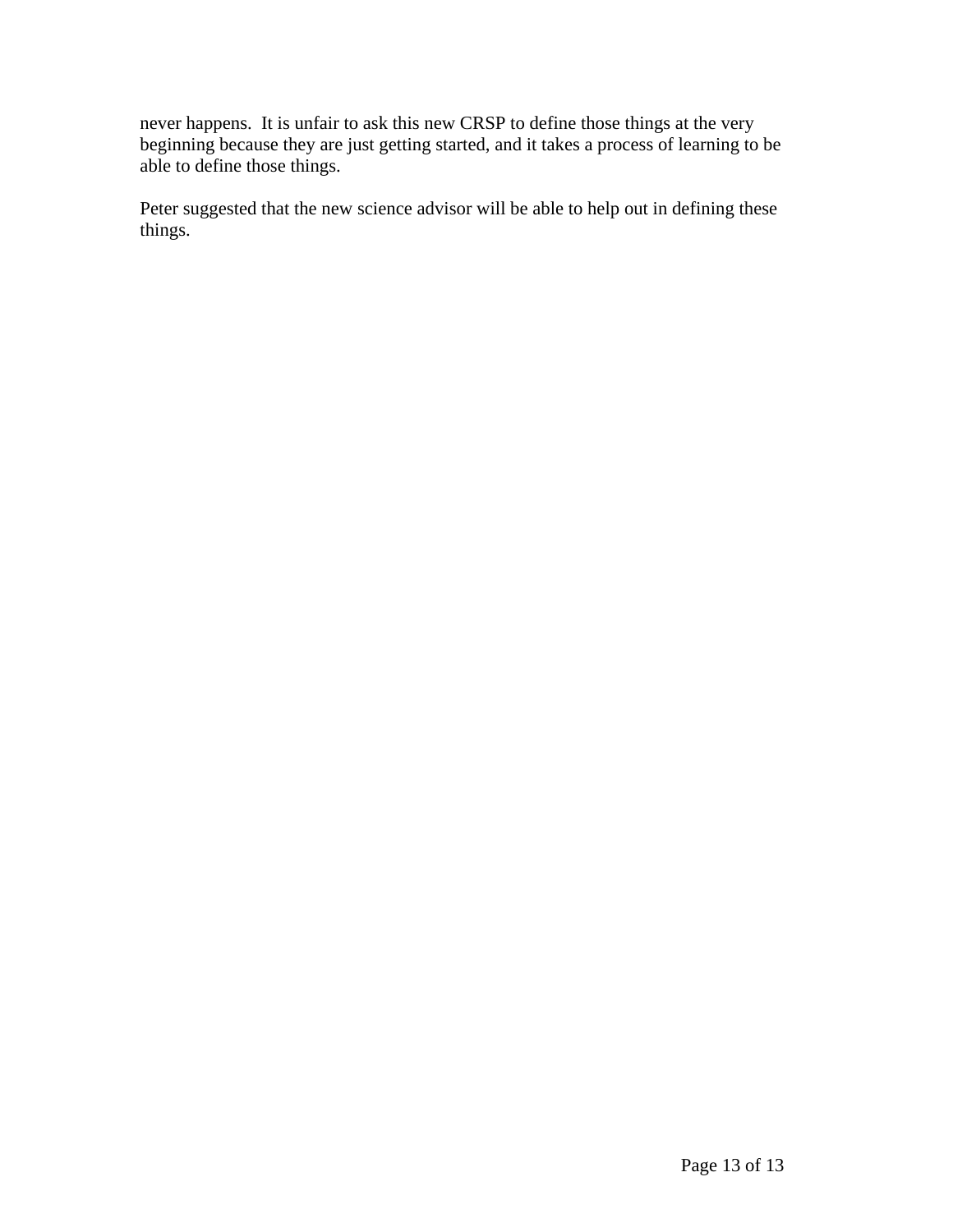never happens.  It is unfair to ask this new CRSP to define those things at the very beginning because they are just getting started, and it takes a process of learning to be able to define those things.

Peter suggested that the new science advisor will be able to help out in defining these things.